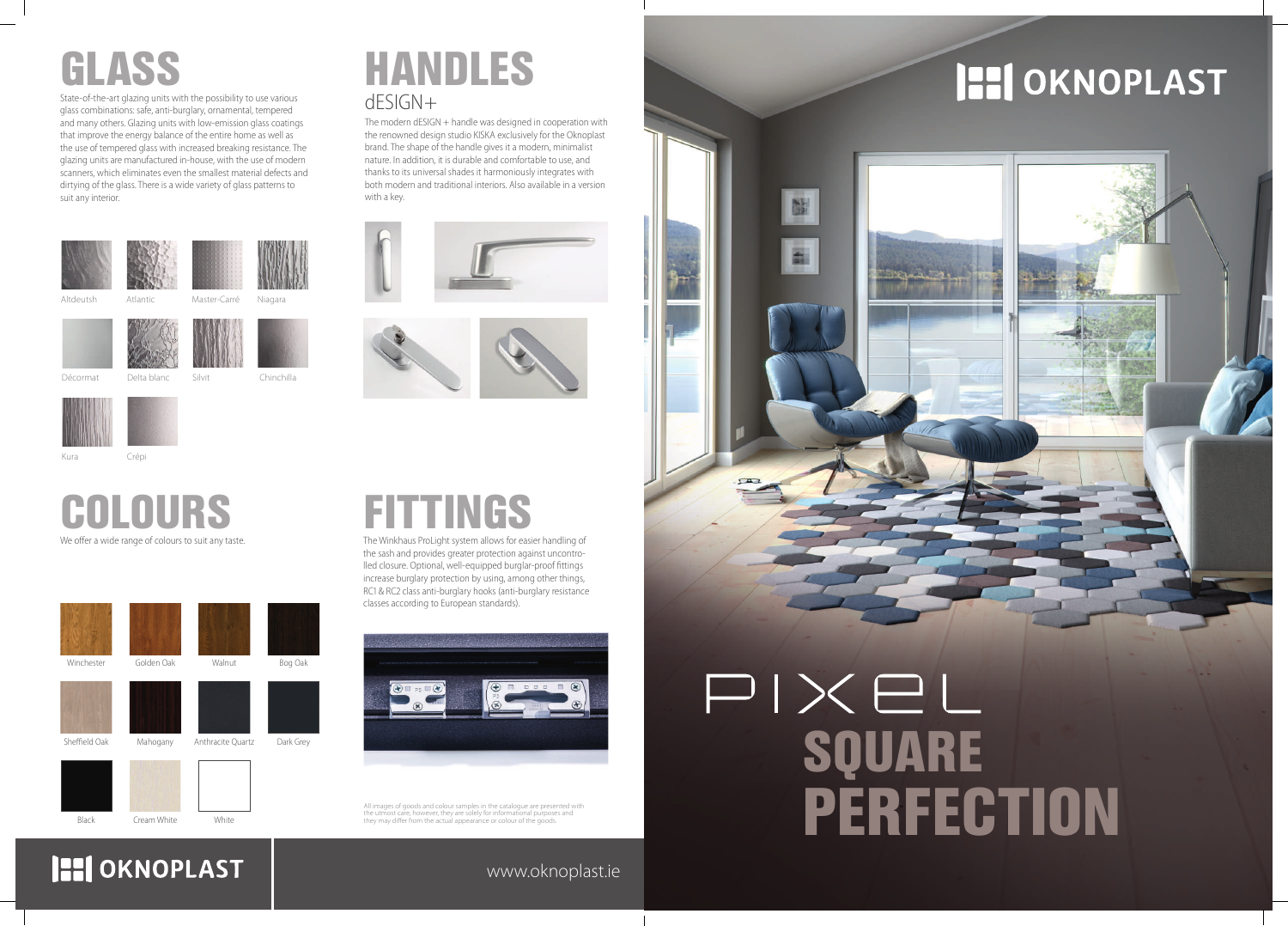# GLASS

State-of-the-art glazing units with the possibility to use various glass combinations: safe, anti-burglary, ornamental, tempered and many others. Glazing units with low-emission glass coatings that improve the energy balance of the entire home as well as the use of tempered glass with increased breaking resistance. The glazing units are manufactured in-house, with the use of modern scanners, which eliminates even the smallest material defects and dirtying of the glass. There is a wide variety of glass patterns to suit any interior.

Altdeutsh, Atlantic, Master-Carré, Niagara, Décormat, Delta blanc, Silvit, Chinchilla, Kura, Crépi

# COLOURS

We offer a wide range of colours to suit any taste.

Winchester, Golden Oak, Walnut, Bog Oak, Sheffield Oak, Mahogany, Anthracite Quartz, Dark Grey, Black, Cream White, White

# HANDLES

dESIGN+

The modern dESIGN + handle was designed in cooperation with the renowned design studio KISKA exclusively for the Oknoplast brand. The shape of the handle gives it a modern, minimalist nature. In addition, it is durable and comfortable to use, and thanks to its universal shades it harmoniously integrates with both modern and traditional interiors. Also available in a version with a key.

# FITTINGS

The Winkhaus ProLight system allows for easier handling of the sash and provides greater protection against uncontrolled closure. Optional, well-equipped burglar-proof fittings increase burglary protection by using, among other things, RC1 & RC2 class anti-burglary hooks (anti-burglary resistance classes according to European standards).

All images of goods and colour samples in the catalogue are presented with the utmost care, however, they are solely for informational purposes and they may differ from the actual appearance or colour of the goods.

OKNOPLAST

www.oknoplast.ie

OKNOPLAST

# PIXEL

## SQUARE PERFECTION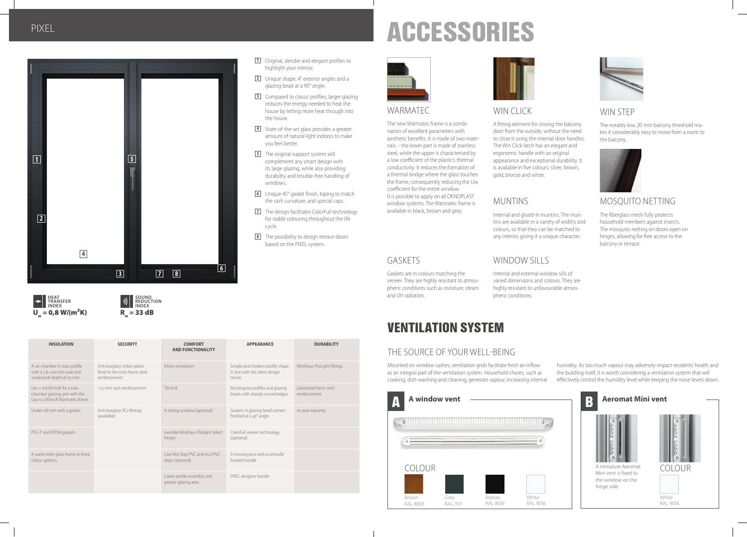## PIXEL

1 Original, slender and elegant profiles to highlight your interior.

2 Unique shape, 4° exterior angles and a glazing bead at a 90° angle.

3 Compared to classic profiles, larger glazing reduces the energy needed to heat the house by letting more heat through into the house.

4 State-of-the-art glass provides a greater amount of natural light indoors to make you feel better.

5 The original support system will complement any smart design with its large glazing, while also providing durability and trouble-free handling of windows.

6 Unique 45° gasket finish, taping to match the sash curvature, and special caps.

7 The design facilitates ColorFull technology for stable colouring throughout the life cycle.

8 The possibility to design terrace doors based on the PIXEL system.

**HEAT TRANSFER INDEX**
$U_w = 0,8\ W/(m^2K)$

**SOUND REDUCTION INDEX**
$R_w = 33\ dB$

| INSULATION | SECURITY | COMFORT AND FUNCTIONALITY | APPEARANCE | DURABILITY |
|---|---|---|---|---|
| A six-chamber A-class profile with a 2.8-3.00 mm wall and windowsill depth of 70 mm. | Anti-burglary striker plates fixed to the intra-frame steel reinforcement | Micro-ventilation | Simple and modern profile shape in line with the latest design trends | Winkhaus ProLight fittings |
| Uw = 0.8 W/m2K for a two-chamber glazing unit with the Ug=0.5 W/m2K Warmatec frame | 1.75 mm sash reinforcement | Tilt lock | Rectangular profiles and glazing beads with sharply curved edges | Galvanized bent steel reinforcement |
| Under-sill trim with a gasket | Anti-burglary RC2 fittings (available) | A sliding window (optional) | Gaskets in glazing bead corners finished at a 45° angle | 10-year warranty. |
| PVC-P and EPDM gaskets | | Invisible Winkhaus Prolight Select hinges | ColorFull veneer technology (optional) | |
| A warm inter-glass frame in three colour options | | Low Win Step PVC and ALU-PVC steps (optional) | A moving post with a centrally located handle | |
| | | Lower profile assembly and greater glazing area | PIXEL designer handle | |

# ACCESSORIES

### WARMATEC

The new Warmatec frame is a combination of excellent parameters with aesthetic benefits. It is made of two materials – the lower part is made of stainless steel, while the upper is characterised by a low coefficient of the plastic's thermal conductivity. It reduces the formation of a thermal bridge where the glass touches the frame, consequently reducing the Uw coefficient for the entire window.
It is possible to apply on all OKNOPLAST window systems. The Warmatec frame is available in black, brown and grey.

### WIN CLICK

A fitting element for closing the balcony door from the outside, without the need to close it using the internal door handles. The Win Click latch has an elegant and ergonomic handle with an original appearance and exceptional durability. It is available in five colours: silver, brown, gold, bronze and white.

### WIN STEP

The notably low, 20 mm balcony threshold makes it considerably easy to move from a room to the balcony.

### MUNTINS

Internal and glued-in muntins. The muntins are available in a variety of widths and colours, so that they can be matched to any interior, giving it a unique character.

### MOSQUITO NETTING

The fiberglass mesh fully protects household members against insects. The mosquito netting on doors open on hinges, allowing for free access to the balcony or terrace.

### GASKETS

Gaskets are in colours matching the veneer. They are highly resistant to atmospheric conditions such as moisture, steam and UV radiation.

### WINDOW SILLS

Internal and external window sills of varied dimensions and colours. They are highly resistant to unfavourable atmospheric conditions.

# VENTILATION SYSTEM

## THE SOURCE OF YOUR WELL-BEING

Mounted on window sashes, ventilation grids facilitate fresh air inflow as an integral part of the ventilation system. Household chores, such as cooking, dish-washing and cleaning, generate vapour, increasing internal humidity. As too much vapour may adversely impact residents' health and the building itself, it is worth considering a ventilation system that will effectively control the humidity level while keeping the noise levels down.

### A — A window vent

COLOUR

Brown RAL 8003

Grey RAL 7011

Bronze RAL 8019

White RAL 9016

### B — Aeromat Mini vent

A miniature Aeromat Mini vent is fixed to the window on the hinge side.

COLOUR

White RAL 9016